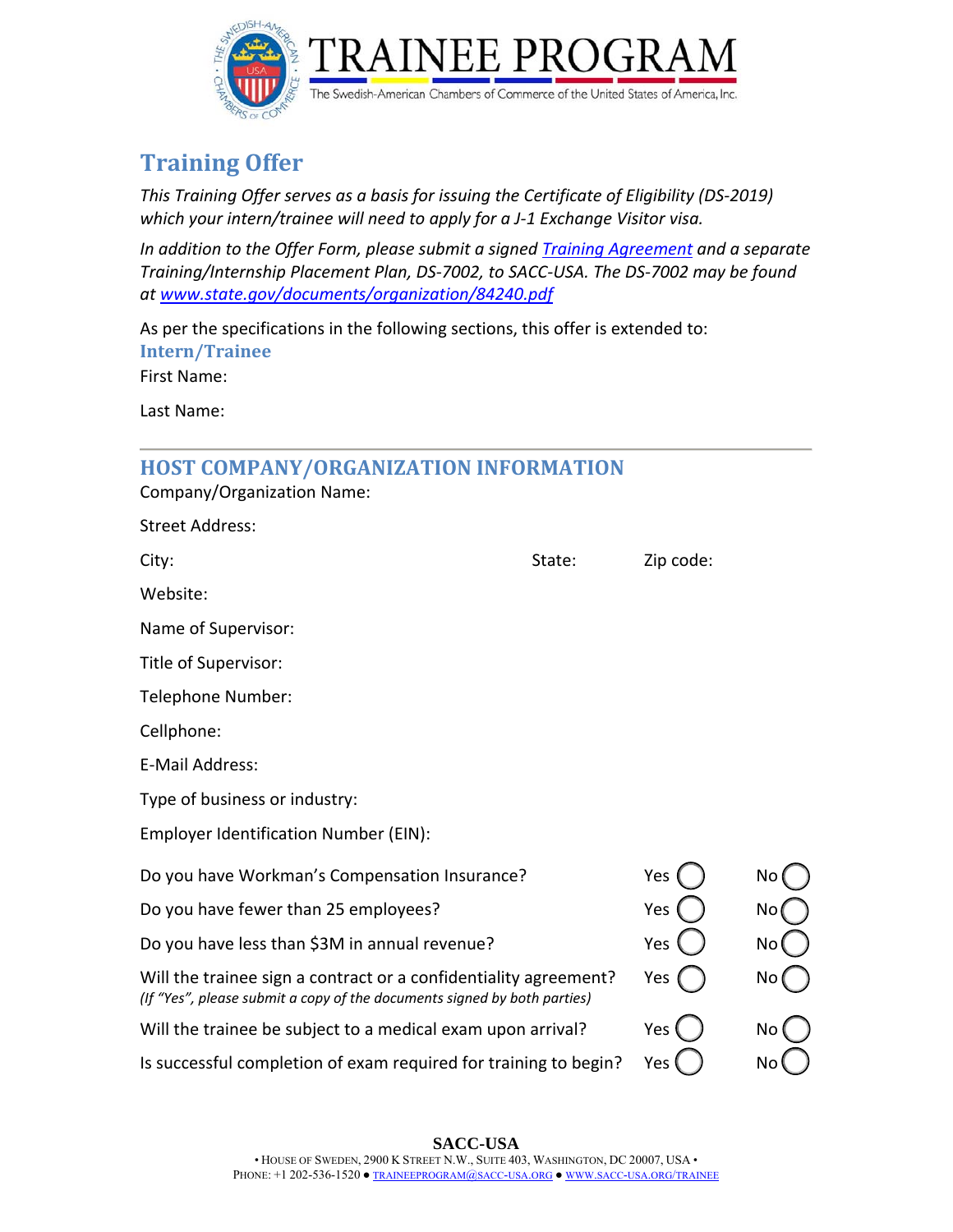# TRAINEE PROGRAM

The Swedish-American Chambers of Commerce of the United States of America, Inc.

## Training Offer

*This Training Offer serves as a basis for issuing the Certificate of Eligibility (DS-2019) which your intern/trainee will need to apply for a J-1 Exchange Visitor visa.*

*In addition to the Offer Form, please submit a signed [Training Agreement] and a separate Training/Internship Placement Plan, DS-7002, to SACC-USA. The DS-7002 may be found at [www.state.gov/documents/organization/84240.pdf]*

As per the specifications in the following sections, this offer is extended to:

### Intern/Trainee

First Name:

Last Name:

---

### HOST COMPANY/ORGANIZATION INFORMATION

Company/Organization Name:

Street Address:

City: State: Zip code:

Website:

Name of Supervisor:

Title of Supervisor:

Telephone Number:

Cellphone:

E-Mail Address:

Type of business or industry:

Employer Identification Number (EIN):

| | | |
|---|---|---|
| Do you have Workman's Compensation Insurance? | Yes ◯ | No ◯ |
| Do you have fewer than 25 employees? | Yes ◯ | No ◯ |
| Do you have less than $3M in annual revenue? | Yes ◯ | No ◯ |
| Will the trainee sign a contract or a confidentiality agreement? *(If "Yes", please submit a copy of the documents signed by both parties)* | Yes ◯ | No ◯ |
| Will the trainee be subject to a medical exam upon arrival? | Yes ◯ | No ◯ |
| Is successful completion of exam required for training to begin? | Yes ◯ | No ◯ |

**SACC-USA**

• House of Sweden, 2900 K Street N.W., Suite 403, Washington, DC 20007, USA •
Phone: +1 202-536-1520 ● TRAINEEPROGRAM@SACC-USA.ORG ● WWW.SACC-USA.ORG/TRAINEE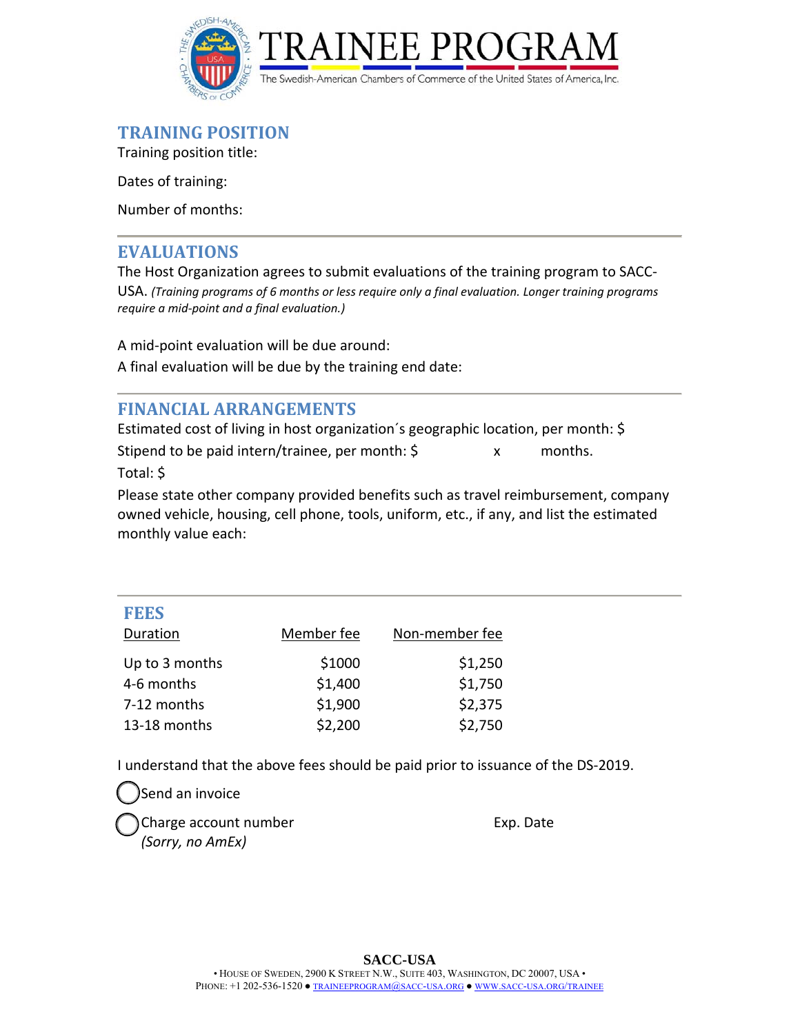# TRAINEE PROGRAM

The Swedish-American Chambers of Commerce of the United States of America, Inc.

## TRAINING POSITION

Training position title:

Dates of training:

Number of months:

## EVALUATIONS

The Host Organization agrees to submit evaluations of the training program to SACC-USA. *(Training programs of 6 months or less require only a final evaluation. Longer training programs require a mid-point and a final evaluation.)*

A mid-point evaluation will be due around:

A final evaluation will be due by the training end date:

## FINANCIAL ARRANGEMENTS

Estimated cost of living in host organization´s geographic location, per month: $

Stipend to be paid intern/trainee, per month: $ x months.

Total: $

Please state other company provided benefits such as travel reimbursement, company owned vehicle, housing, cell phone, tools, uniform, etc., if any, and list the estimated monthly value each:

## FEES

| Duration | Member fee | Non-member fee |
|---|---|---|
| Up to 3 months | $1000 | $1,250 |
| 4-6 months | $1,400 | $1,750 |
| 7-12 months | $1,900 | $2,375 |
| 13-18 months | $2,200 | $2,750 |

I understand that the above fees should be paid prior to issuance of the DS-2019.

◯ Send an invoice

◯ Charge account number Exp. Date
*(Sorry, no AmEx)*

**SACC-USA**
• House of Sweden, 2900 K Street N.W., Suite 403, Washington, DC 20007, USA •
Phone: +1 202-536-1520 ● TRAINEEPROGRAM@SACC-USA.ORG ● WWW.SACC-USA.ORG/TRAINEE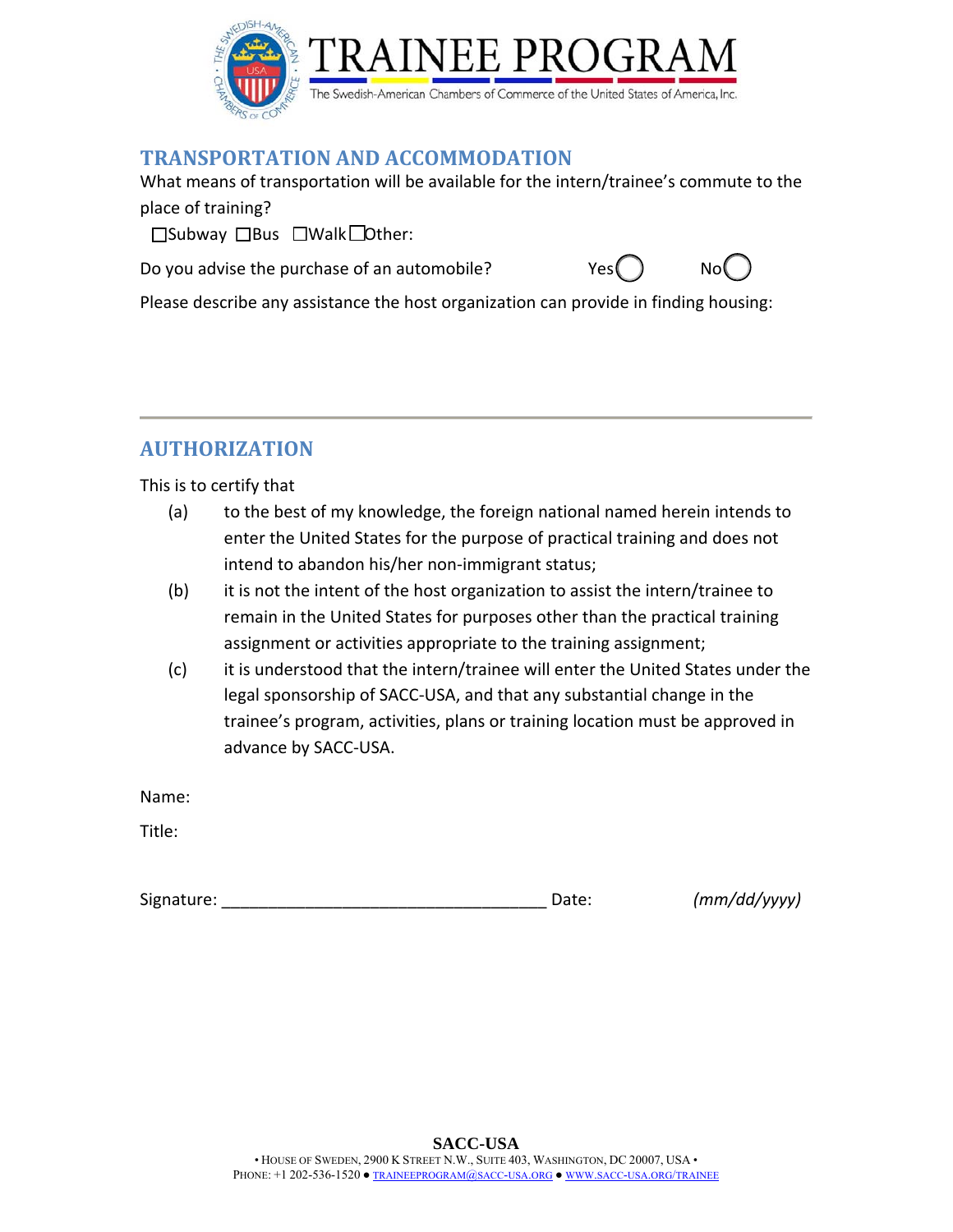## TRANSPORTATION AND ACCOMMODATION

What means of transportation will be available for the intern/trainee's commute to the place of training?

☐Subway ☐Bus ☐Walk ☐Other:

Do you advise the purchase of an automobile? Yes◯ No◯

Please describe any assistance the host organization can provide in finding housing:

---

## AUTHORIZATION

This is to certify that

(a) to the best of my knowledge, the foreign national named herein intends to enter the United States for the purpose of practical training and does not intend to abandon his/her non-immigrant status;

(b) it is not the intent of the host organization to assist the intern/trainee to remain in the United States for purposes other than the practical training assignment or activities appropriate to the training assignment;

(c) it is understood that the intern/trainee will enter the United States under the legal sponsorship of SACC-USA, and that any substantial change in the trainee's program, activities, plans or training location must be approved in advance by SACC-USA.

Name:

Title:

Signature: ___________________________________ Date: *(mm/dd/yyyy)*